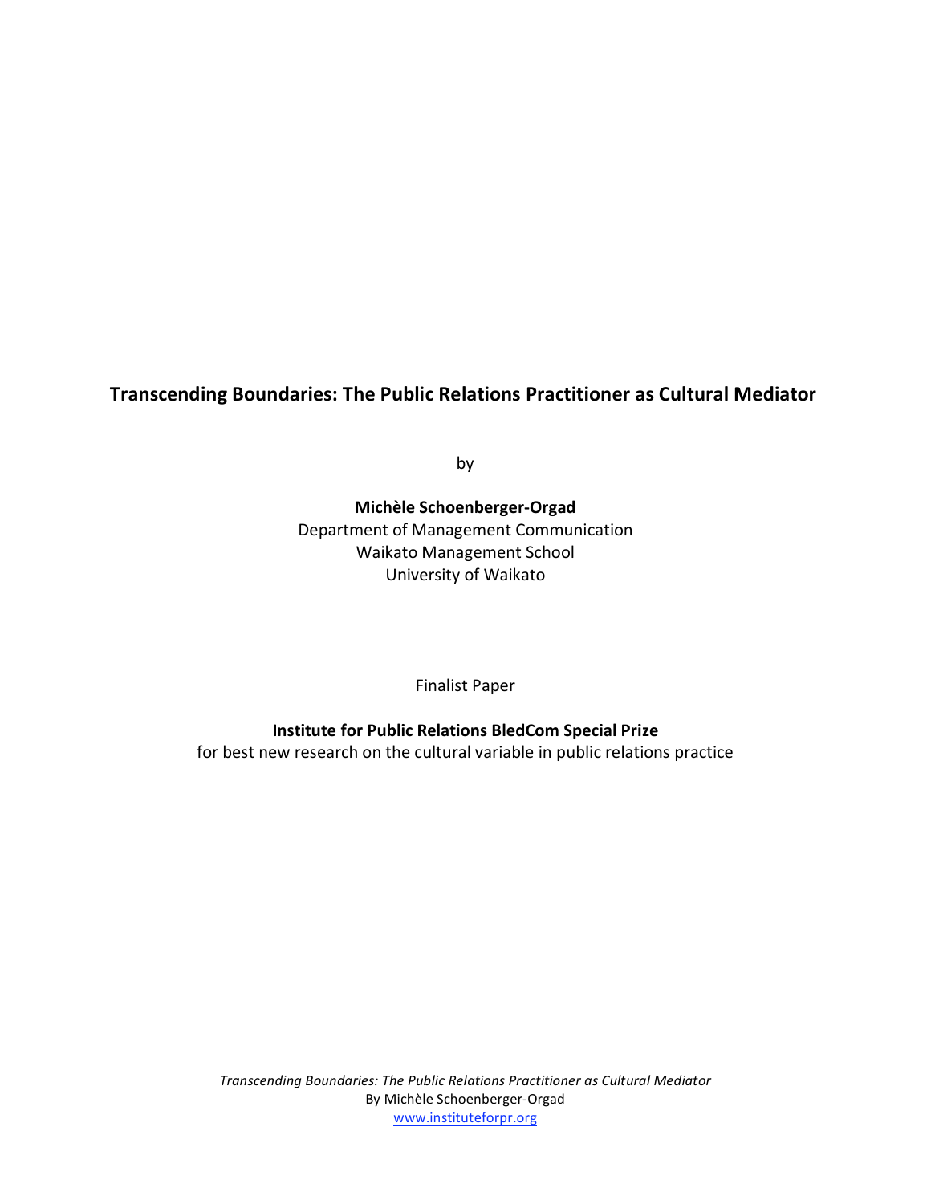# Transcending Boundaries: The Public Relations Practitioner as Cultural Mediator

by

**Michèle Schoenberger-Orgad**
Department of Management Communication
Waikato Management School
University of Waikato

Finalist Paper

**Institute for Public Relations BledCom Special Prize**
for best new research on the cultural variable in public relations practice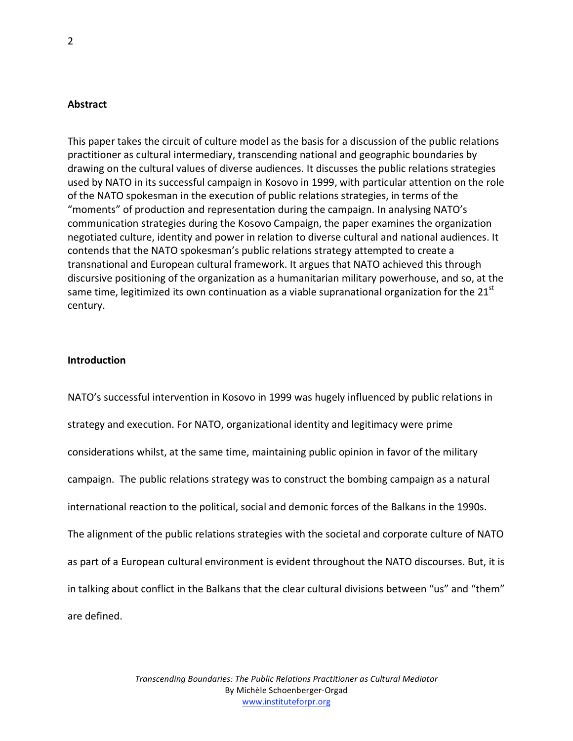## Abstract

This paper takes the circuit of culture model as the basis for a discussion of the public relations practitioner as cultural intermediary, transcending national and geographic boundaries by drawing on the cultural values of diverse audiences. It discusses the public relations strategies used by NATO in its successful campaign in Kosovo in 1999, with particular attention on the role of the NATO spokesman in the execution of public relations strategies, in terms of the "moments" of production and representation during the campaign. In analysing NATO's communication strategies during the Kosovo Campaign, the paper examines the organization negotiated culture, identity and power in relation to diverse cultural and national audiences. It contends that the NATO spokesman's public relations strategy attempted to create a transnational and European cultural framework. It argues that NATO achieved this through discursive positioning of the organization as a humanitarian military powerhouse, and so, at the same time, legitimized its own continuation as a viable supranational organization for the 21st century.

## Introduction

NATO's successful intervention in Kosovo in 1999 was hugely influenced by public relations in strategy and execution. For NATO, organizational identity and legitimacy were prime considerations whilst, at the same time, maintaining public opinion in favor of the military campaign. The public relations strategy was to construct the bombing campaign as a natural international reaction to the political, social and demonic forces of the Balkans in the 1990s. The alignment of the public relations strategies with the societal and corporate culture of NATO as part of a European cultural environment is evident throughout the NATO discourses. But, it is in talking about conflict in the Balkans that the clear cultural divisions between "us" and "them" are defined.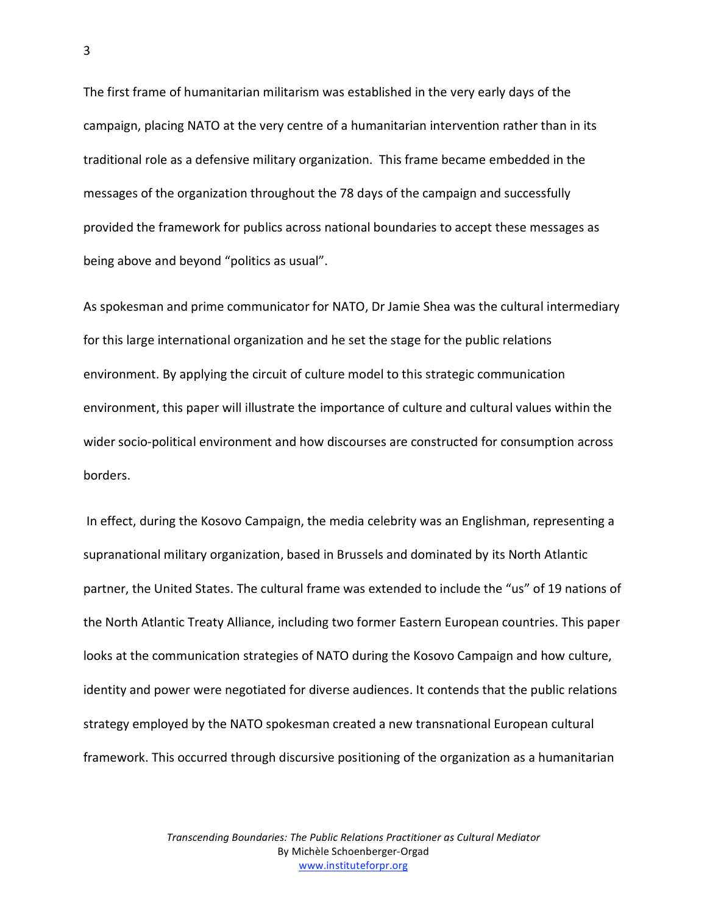The first frame of humanitarian militarism was established in the very early days of the campaign, placing NATO at the very centre of a humanitarian intervention rather than in its traditional role as a defensive military organization. This frame became embedded in the messages of the organization throughout the 78 days of the campaign and successfully provided the framework for publics across national boundaries to accept these messages as being above and beyond "politics as usual".

As spokesman and prime communicator for NATO, Dr Jamie Shea was the cultural intermediary for this large international organization and he set the stage for the public relations environment. By applying the circuit of culture model to this strategic communication environment, this paper will illustrate the importance of culture and cultural values within the wider socio-political environment and how discourses are constructed for consumption across borders.

In effect, during the Kosovo Campaign, the media celebrity was an Englishman, representing a supranational military organization, based in Brussels and dominated by its North Atlantic partner, the United States. The cultural frame was extended to include the "us" of 19 nations of the North Atlantic Treaty Alliance, including two former Eastern European countries. This paper looks at the communication strategies of NATO during the Kosovo Campaign and how culture, identity and power were negotiated for diverse audiences. It contends that the public relations strategy employed by the NATO spokesman created a new transnational European cultural framework. This occurred through discursive positioning of the organization as a humanitarian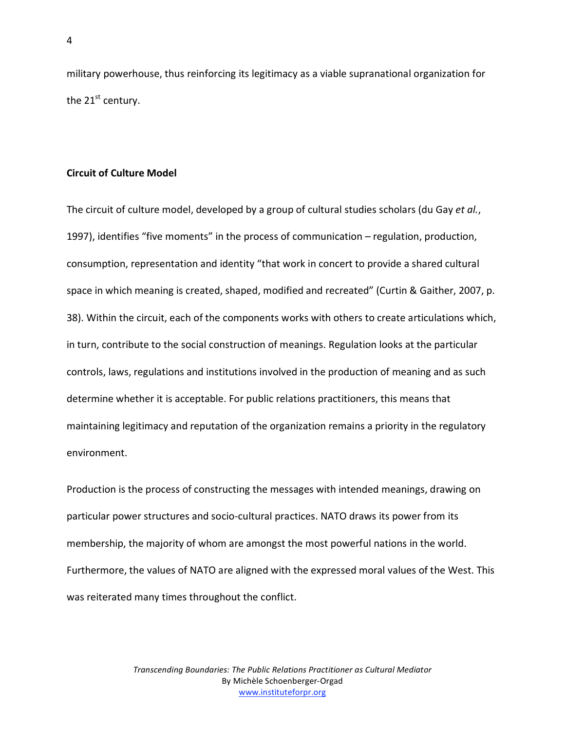military powerhouse, thus reinforcing its legitimacy as a viable supranational organization for the 21st century.

**Circuit of Culture Model**

The circuit of culture model, developed by a group of cultural studies scholars (du Gay *et al.*, 1997), identifies "five moments" in the process of communication – regulation, production, consumption, representation and identity "that work in concert to provide a shared cultural space in which meaning is created, shaped, modified and recreated" (Curtin & Gaither, 2007, p. 38). Within the circuit, each of the components works with others to create articulations which, in turn, contribute to the social construction of meanings. Regulation looks at the particular controls, laws, regulations and institutions involved in the production of meaning and as such determine whether it is acceptable. For public relations practitioners, this means that maintaining legitimacy and reputation of the organization remains a priority in the regulatory environment.

Production is the process of constructing the messages with intended meanings, drawing on particular power structures and socio-cultural practices. NATO draws its power from its membership, the majority of whom are amongst the most powerful nations in the world. Furthermore, the values of NATO are aligned with the expressed moral values of the West. This was reiterated many times throughout the conflict.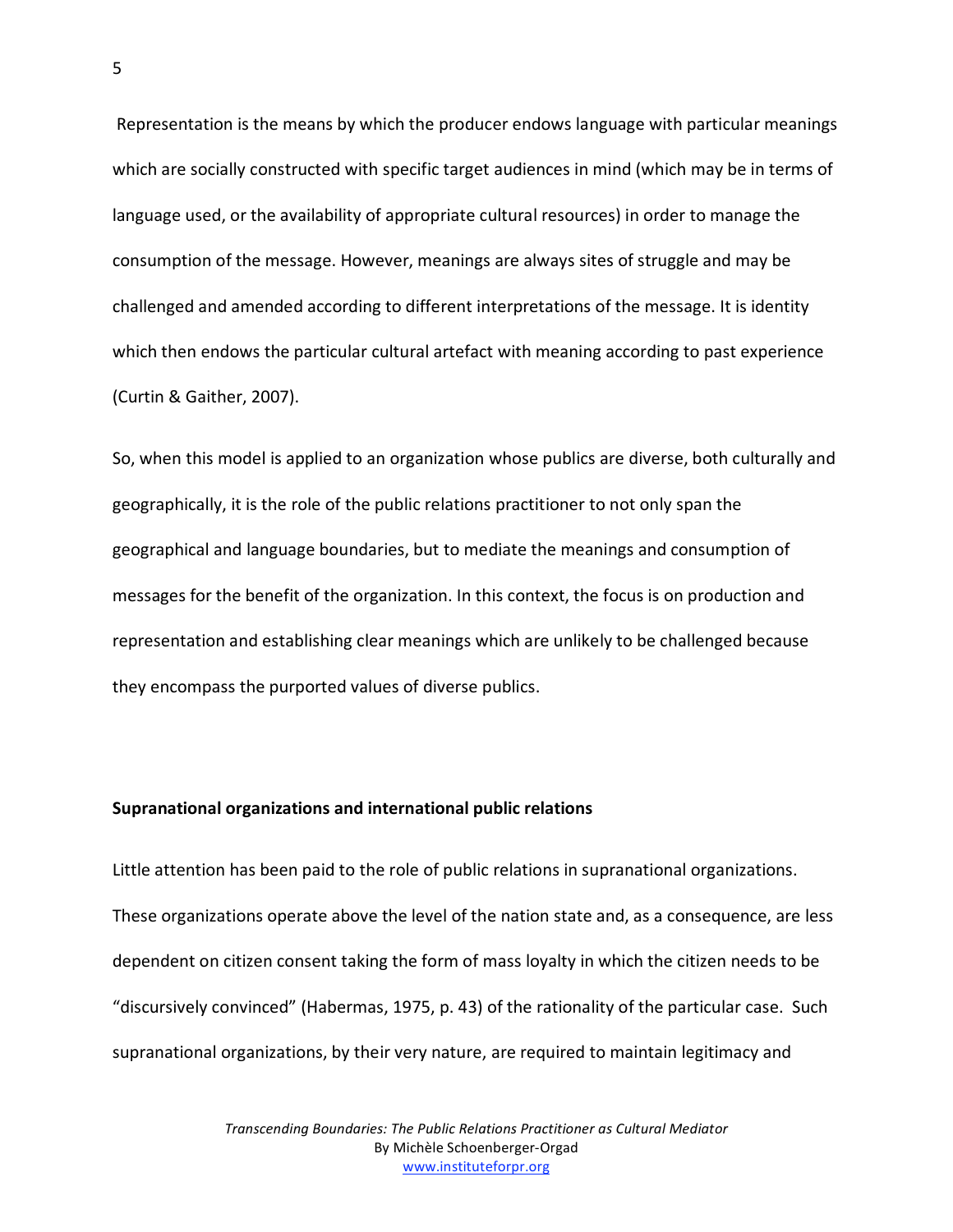Representation is the means by which the producer endows language with particular meanings which are socially constructed with specific target audiences in mind (which may be in terms of language used, or the availability of appropriate cultural resources) in order to manage the consumption of the message. However, meanings are always sites of struggle and may be challenged and amended according to different interpretations of the message. It is identity which then endows the particular cultural artefact with meaning according to past experience (Curtin & Gaither, 2007).

So, when this model is applied to an organization whose publics are diverse, both culturally and geographically, it is the role of the public relations practitioner to not only span the geographical and language boundaries, but to mediate the meanings and consumption of messages for the benefit of the organization. In this context, the focus is on production and representation and establishing clear meanings which are unlikely to be challenged because they encompass the purported values of diverse publics.

## Supranational organizations and international public relations

Little attention has been paid to the role of public relations in supranational organizations. These organizations operate above the level of the nation state and, as a consequence, are less dependent on citizen consent taking the form of mass loyalty in which the citizen needs to be "discursively convinced" (Habermas, 1975, p. 43) of the rationality of the particular case. Such supranational organizations, by their very nature, are required to maintain legitimacy and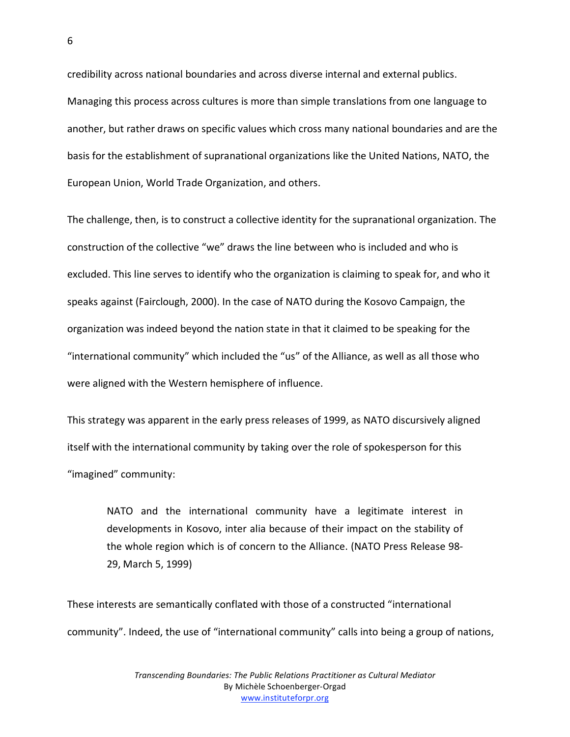credibility across national boundaries and across diverse internal and external publics. Managing this process across cultures is more than simple translations from one language to another, but rather draws on specific values which cross many national boundaries and are the basis for the establishment of supranational organizations like the United Nations, NATO, the European Union, World Trade Organization, and others.

The challenge, then, is to construct a collective identity for the supranational organization. The construction of the collective "we" draws the line between who is included and who is excluded. This line serves to identify who the organization is claiming to speak for, and who it speaks against (Fairclough, 2000). In the case of NATO during the Kosovo Campaign, the organization was indeed beyond the nation state in that it claimed to be speaking for the "international community" which included the "us" of the Alliance, as well as all those who were aligned with the Western hemisphere of influence.

This strategy was apparent in the early press releases of 1999, as NATO discursively aligned itself with the international community by taking over the role of spokesperson for this "imagined" community:

> NATO and the international community have a legitimate interest in developments in Kosovo, inter alia because of their impact on the stability of the whole region which is of concern to the Alliance. (NATO Press Release 98-29, March 5, 1999)

These interests are semantically conflated with those of a constructed "international community". Indeed, the use of "international community" calls into being a group of nations,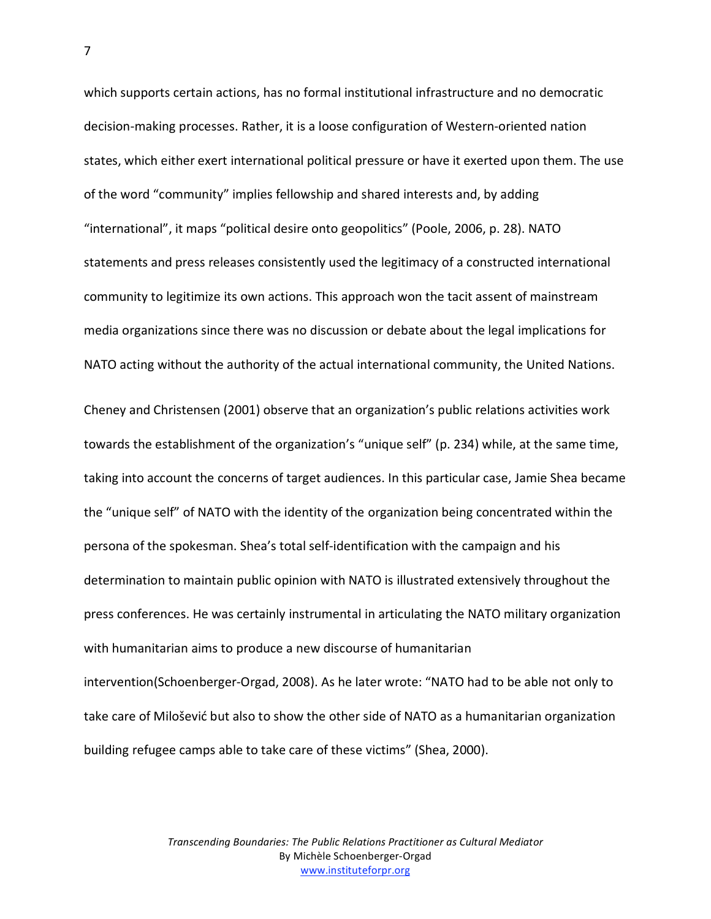which supports certain actions, has no formal institutional infrastructure and no democratic decision-making processes. Rather, it is a loose configuration of Western-oriented nation states, which either exert international political pressure or have it exerted upon them. The use of the word "community" implies fellowship and shared interests and, by adding "international", it maps "political desire onto geopolitics" (Poole, 2006, p. 28). NATO statements and press releases consistently used the legitimacy of a constructed international community to legitimize its own actions. This approach won the tacit assent of mainstream media organizations since there was no discussion or debate about the legal implications for NATO acting without the authority of the actual international community, the United Nations.

Cheney and Christensen (2001) observe that an organization's public relations activities work towards the establishment of the organization's "unique self" (p. 234) while, at the same time, taking into account the concerns of target audiences. In this particular case, Jamie Shea became the "unique self" of NATO with the identity of the organization being concentrated within the persona of the spokesman. Shea's total self-identification with the campaign and his determination to maintain public opinion with NATO is illustrated extensively throughout the press conferences. He was certainly instrumental in articulating the NATO military organization with humanitarian aims to produce a new discourse of humanitarian intervention(Schoenberger-Orgad, 2008). As he later wrote: "NATO had to be able not only to take care of Milošević but also to show the other side of NATO as a humanitarian organization building refugee camps able to take care of these victims" (Shea, 2000).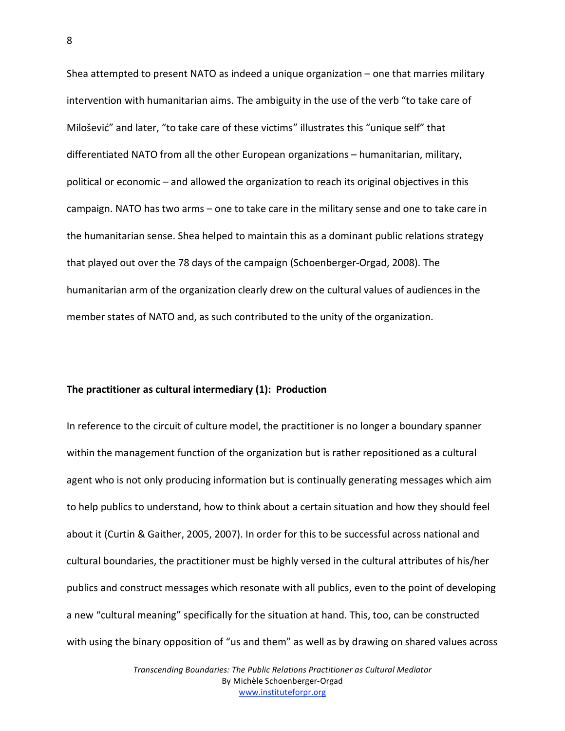Shea attempted to present NATO as indeed a unique organization – one that marries military intervention with humanitarian aims. The ambiguity in the use of the verb "to take care of Milošević" and later, "to take care of these victims" illustrates this "unique self" that differentiated NATO from all the other European organizations – humanitarian, military, political or economic – and allowed the organization to reach its original objectives in this campaign. NATO has two arms – one to take care in the military sense and one to take care in the humanitarian sense. Shea helped to maintain this as a dominant public relations strategy that played out over the 78 days of the campaign (Schoenberger-Orgad, 2008). The humanitarian arm of the organization clearly drew on the cultural values of audiences in the member states of NATO and, as such contributed to the unity of the organization.

**The practitioner as cultural intermediary (1): Production**

In reference to the circuit of culture model, the practitioner is no longer a boundary spanner within the management function of the organization but is rather repositioned as a cultural agent who is not only producing information but is continually generating messages which aim to help publics to understand, how to think about a certain situation and how they should feel about it (Curtin & Gaither, 2005, 2007). In order for this to be successful across national and cultural boundaries, the practitioner must be highly versed in the cultural attributes of his/her publics and construct messages which resonate with all publics, even to the point of developing a new "cultural meaning" specifically for the situation at hand. This, too, can be constructed with using the binary opposition of "us and them" as well as by drawing on shared values across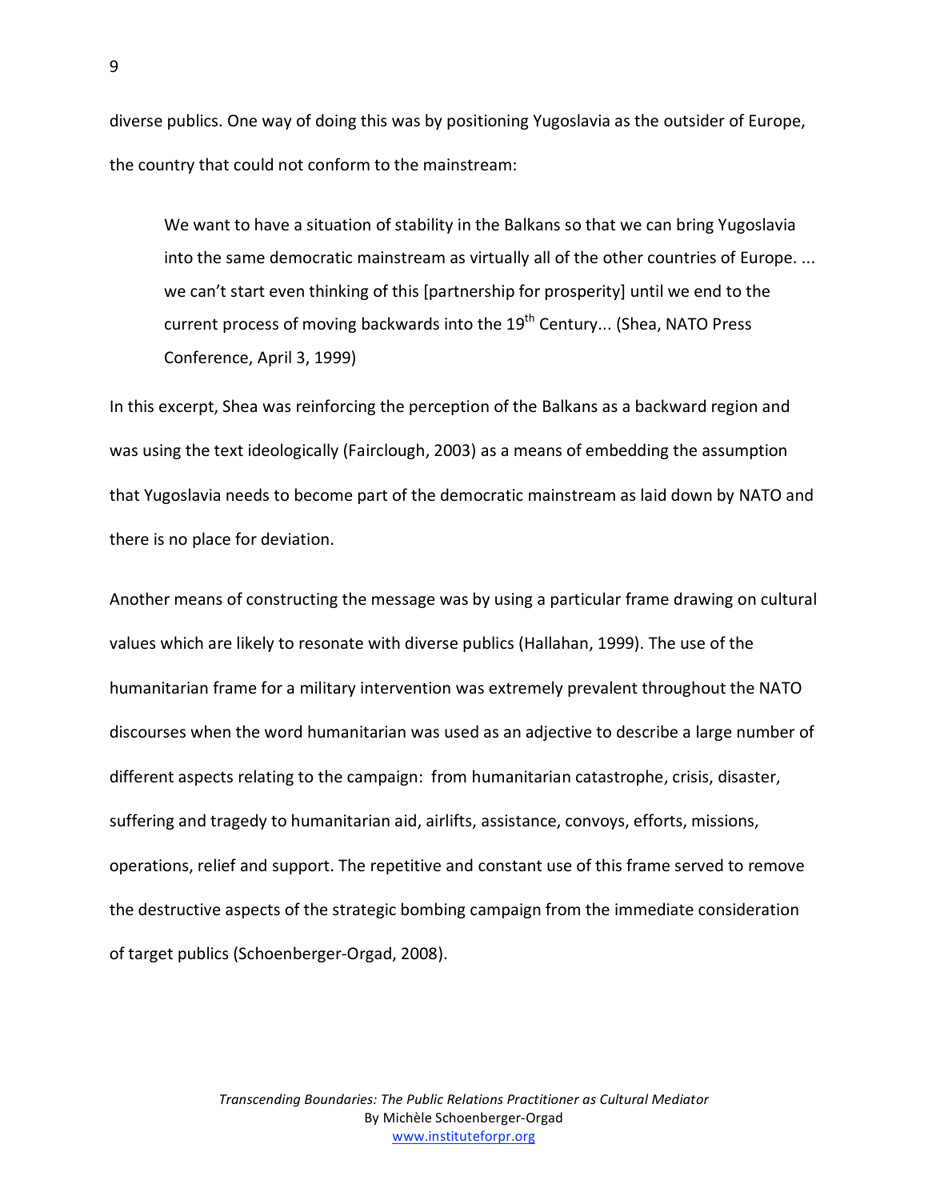diverse publics. One way of doing this was by positioning Yugoslavia as the outsider of Europe, the country that could not conform to the mainstream:

> We want to have a situation of stability in the Balkans so that we can bring Yugoslavia into the same democratic mainstream as virtually all of the other countries of Europe. ... we can't start even thinking of this [partnership for prosperity] until we end to the current process of moving backwards into the 19th Century... (Shea, NATO Press Conference, April 3, 1999)

In this excerpt, Shea was reinforcing the perception of the Balkans as a backward region and was using the text ideologically (Fairclough, 2003) as a means of embedding the assumption that Yugoslavia needs to become part of the democratic mainstream as laid down by NATO and there is no place for deviation.

Another means of constructing the message was by using a particular frame drawing on cultural values which are likely to resonate with diverse publics (Hallahan, 1999). The use of the humanitarian frame for a military intervention was extremely prevalent throughout the NATO discourses when the word humanitarian was used as an adjective to describe a large number of different aspects relating to the campaign: from humanitarian catastrophe, crisis, disaster, suffering and tragedy to humanitarian aid, airlifts, assistance, convoys, efforts, missions, operations, relief and support. The repetitive and constant use of this frame served to remove the destructive aspects of the strategic bombing campaign from the immediate consideration of target publics (Schoenberger-Orgad, 2008).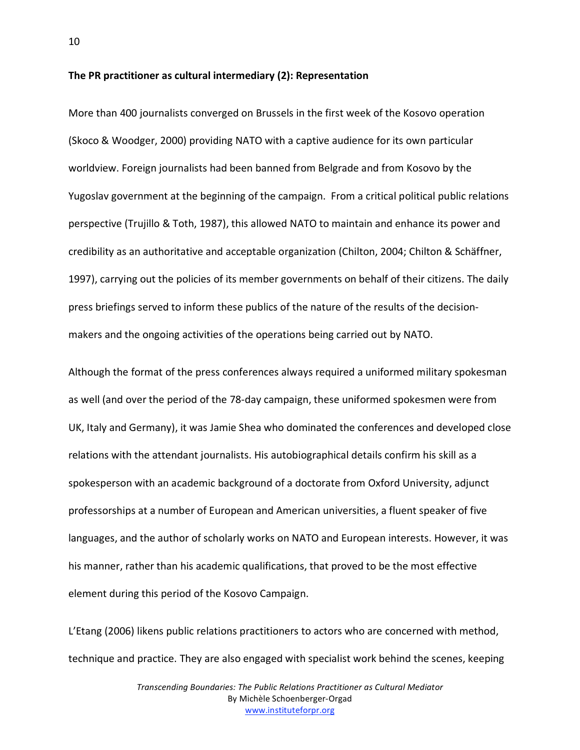**The PR practitioner as cultural intermediary (2): Representation**

More than 400 journalists converged on Brussels in the first week of the Kosovo operation (Skoco & Woodger, 2000) providing NATO with a captive audience for its own particular worldview. Foreign journalists had been banned from Belgrade and from Kosovo by the Yugoslav government at the beginning of the campaign. From a critical political public relations perspective (Trujillo & Toth, 1987), this allowed NATO to maintain and enhance its power and credibility as an authoritative and acceptable organization (Chilton, 2004; Chilton & Schäffner, 1997), carrying out the policies of its member governments on behalf of their citizens. The daily press briefings served to inform these publics of the nature of the results of the decision-makers and the ongoing activities of the operations being carried out by NATO.

Although the format of the press conferences always required a uniformed military spokesman as well (and over the period of the 78-day campaign, these uniformed spokesmen were from UK, Italy and Germany), it was Jamie Shea who dominated the conferences and developed close relations with the attendant journalists. His autobiographical details confirm his skill as a spokesperson with an academic background of a doctorate from Oxford University, adjunct professorships at a number of European and American universities, a fluent speaker of five languages, and the author of scholarly works on NATO and European interests. However, it was his manner, rather than his academic qualifications, that proved to be the most effective element during this period of the Kosovo Campaign.

L'Etang (2006) likens public relations practitioners to actors who are concerned with method, technique and practice. They are also engaged with specialist work behind the scenes, keeping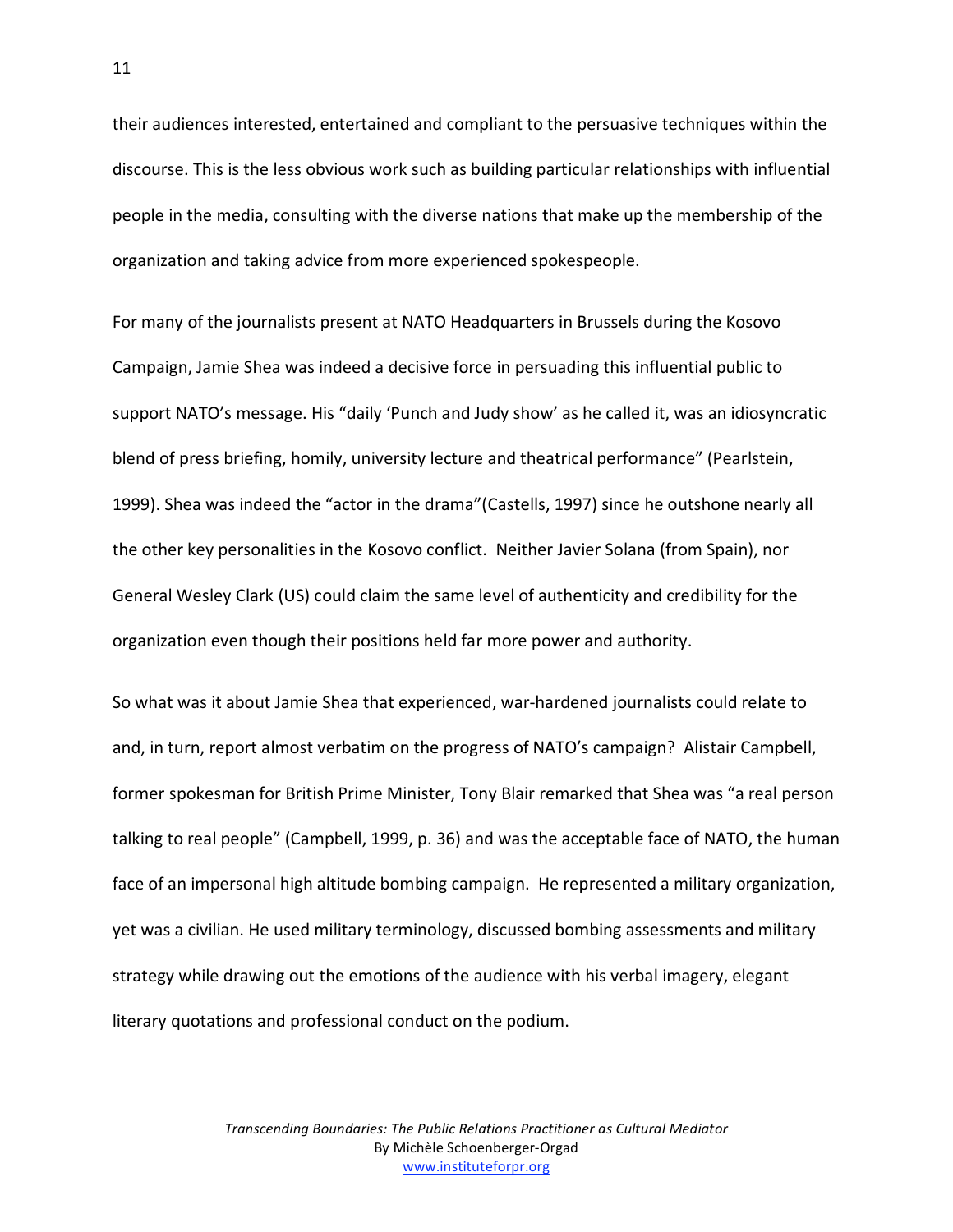their audiences interested, entertained and compliant to the persuasive techniques within the discourse. This is the less obvious work such as building particular relationships with influential people in the media, consulting with the diverse nations that make up the membership of the organization and taking advice from more experienced spokespeople.

For many of the journalists present at NATO Headquarters in Brussels during the Kosovo Campaign, Jamie Shea was indeed a decisive force in persuading this influential public to support NATO's message. His "daily 'Punch and Judy show' as he called it, was an idiosyncratic blend of press briefing, homily, university lecture and theatrical performance" (Pearlstein, 1999). Shea was indeed the "actor in the drama"(Castells, 1997) since he outshone nearly all the other key personalities in the Kosovo conflict. Neither Javier Solana (from Spain), nor General Wesley Clark (US) could claim the same level of authenticity and credibility for the organization even though their positions held far more power and authority.

So what was it about Jamie Shea that experienced, war-hardened journalists could relate to and, in turn, report almost verbatim on the progress of NATO's campaign? Alistair Campbell, former spokesman for British Prime Minister, Tony Blair remarked that Shea was "a real person talking to real people" (Campbell, 1999, p. 36) and was the acceptable face of NATO, the human face of an impersonal high altitude bombing campaign. He represented a military organization, yet was a civilian. He used military terminology, discussed bombing assessments and military strategy while drawing out the emotions of the audience with his verbal imagery, elegant literary quotations and professional conduct on the podium.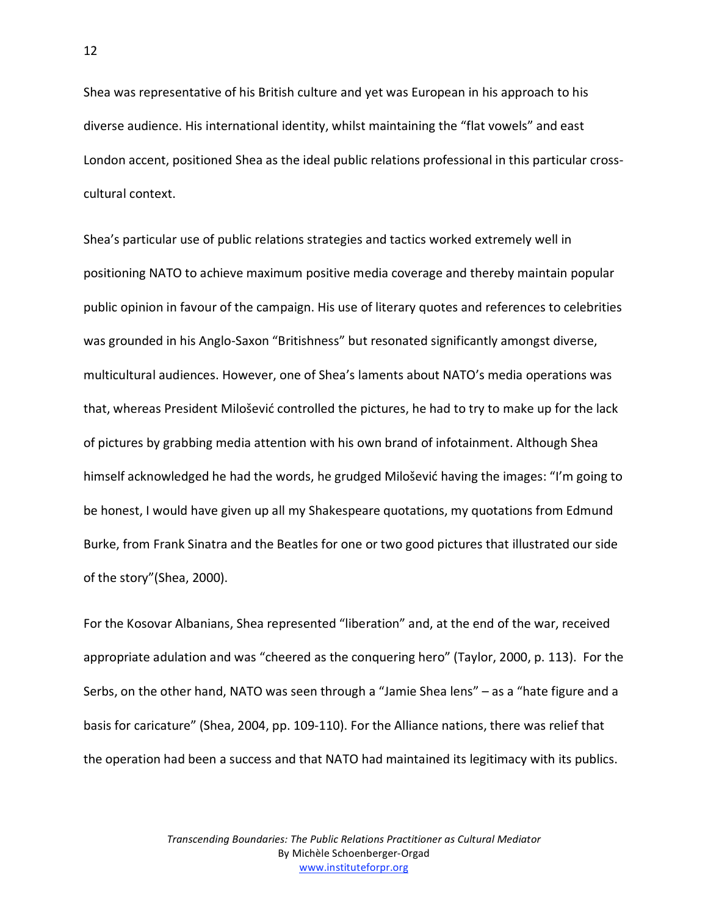Shea was representative of his British culture and yet was European in his approach to his diverse audience. His international identity, whilst maintaining the "flat vowels" and east London accent, positioned Shea as the ideal public relations professional in this particular cross-cultural context.

Shea's particular use of public relations strategies and tactics worked extremely well in positioning NATO to achieve maximum positive media coverage and thereby maintain popular public opinion in favour of the campaign. His use of literary quotes and references to celebrities was grounded in his Anglo-Saxon "Britishness" but resonated significantly amongst diverse, multicultural audiences. However, one of Shea's laments about NATO's media operations was that, whereas President Milošević controlled the pictures, he had to try to make up for the lack of pictures by grabbing media attention with his own brand of infotainment. Although Shea himself acknowledged he had the words, he grudged Milošević having the images: "I'm going to be honest, I would have given up all my Shakespeare quotations, my quotations from Edmund Burke, from Frank Sinatra and the Beatles for one or two good pictures that illustrated our side of the story"(Shea, 2000).

For the Kosovar Albanians, Shea represented "liberation" and, at the end of the war, received appropriate adulation and was "cheered as the conquering hero" (Taylor, 2000, p. 113). For the Serbs, on the other hand, NATO was seen through a "Jamie Shea lens" – as a "hate figure and a basis for caricature" (Shea, 2004, pp. 109-110). For the Alliance nations, there was relief that the operation had been a success and that NATO had maintained its legitimacy with its publics.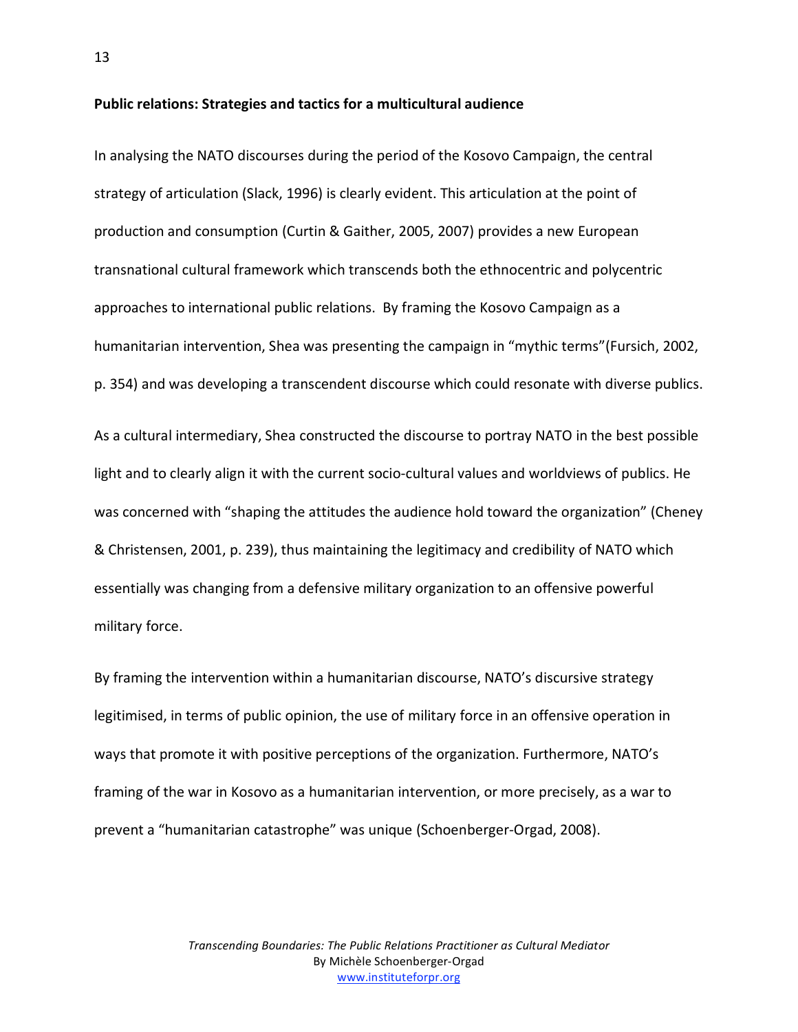**Public relations: Strategies and tactics for a multicultural audience**

In analysing the NATO discourses during the period of the Kosovo Campaign, the central strategy of articulation (Slack, 1996) is clearly evident. This articulation at the point of production and consumption (Curtin & Gaither, 2005, 2007) provides a new European transnational cultural framework which transcends both the ethnocentric and polycentric approaches to international public relations. By framing the Kosovo Campaign as a humanitarian intervention, Shea was presenting the campaign in "mythic terms"(Fursich, 2002, p. 354) and was developing a transcendent discourse which could resonate with diverse publics.

As a cultural intermediary, Shea constructed the discourse to portray NATO in the best possible light and to clearly align it with the current socio-cultural values and worldviews of publics. He was concerned with "shaping the attitudes the audience hold toward the organization" (Cheney & Christensen, 2001, p. 239), thus maintaining the legitimacy and credibility of NATO which essentially was changing from a defensive military organization to an offensive powerful military force.

By framing the intervention within a humanitarian discourse, NATO's discursive strategy legitimised, in terms of public opinion, the use of military force in an offensive operation in ways that promote it with positive perceptions of the organization. Furthermore, NATO's framing of the war in Kosovo as a humanitarian intervention, or more precisely, as a war to prevent a "humanitarian catastrophe" was unique (Schoenberger-Orgad, 2008).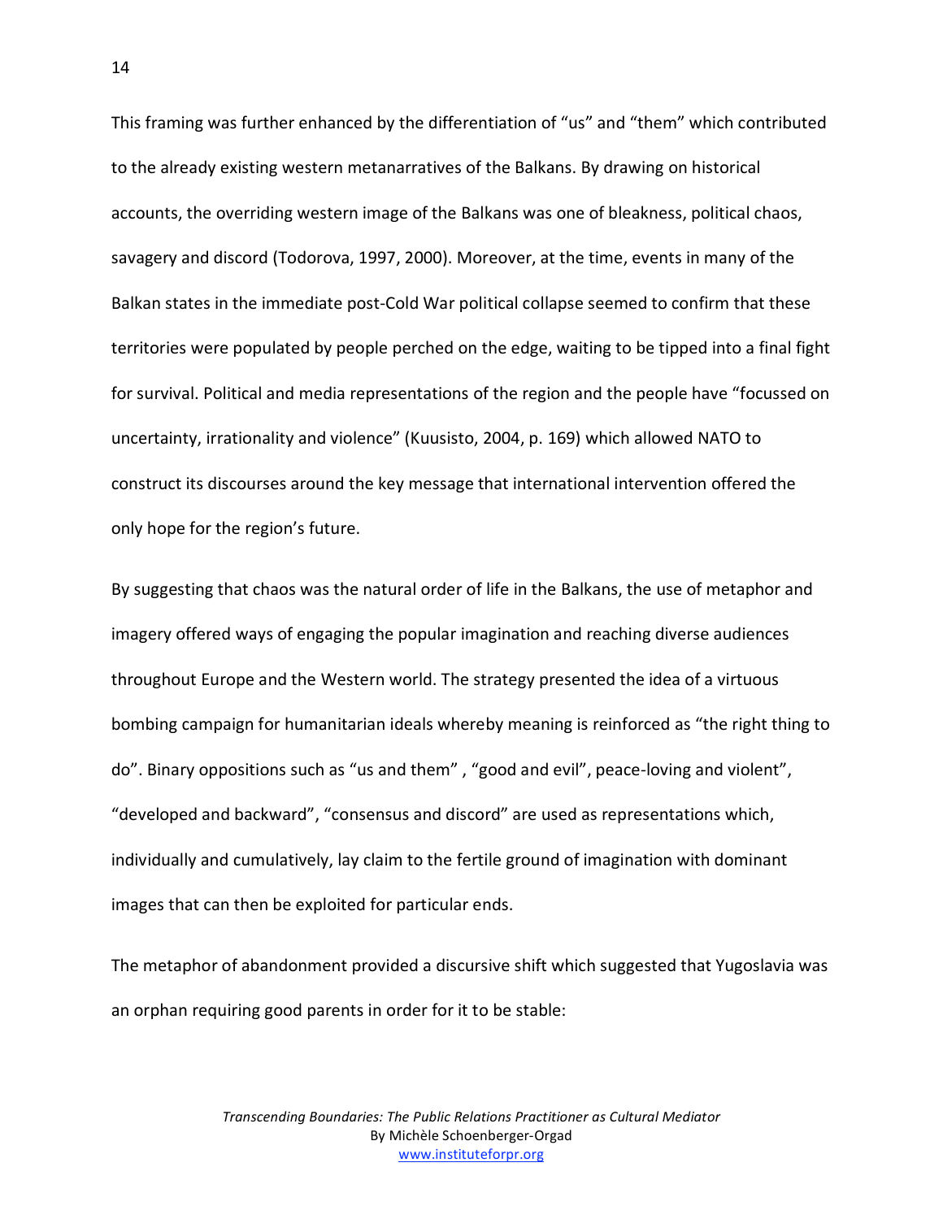This framing was further enhanced by the differentiation of “us” and “them” which contributed to the already existing western metanarratives of the Balkans. By drawing on historical accounts, the overriding western image of the Balkans was one of bleakness, political chaos, savagery and discord (Todorova, 1997, 2000). Moreover, at the time, events in many of the Balkan states in the immediate post-Cold War political collapse seemed to confirm that these territories were populated by people perched on the edge, waiting to be tipped into a final fight for survival. Political and media representations of the region and the people have “focussed on uncertainty, irrationality and violence” (Kuusisto, 2004, p. 169) which allowed NATO to construct its discourses around the key message that international intervention offered the only hope for the region’s future.

By suggesting that chaos was the natural order of life in the Balkans, the use of metaphor and imagery offered ways of engaging the popular imagination and reaching diverse audiences throughout Europe and the Western world. The strategy presented the idea of a virtuous bombing campaign for humanitarian ideals whereby meaning is reinforced as “the right thing to do”. Binary oppositions such as “us and them” , “good and evil”, peace-loving and violent”, “developed and backward”, “consensus and discord” are used as representations which, individually and cumulatively, lay claim to the fertile ground of imagination with dominant images that can then be exploited for particular ends.

The metaphor of abandonment provided a discursive shift which suggested that Yugoslavia was an orphan requiring good parents in order for it to be stable: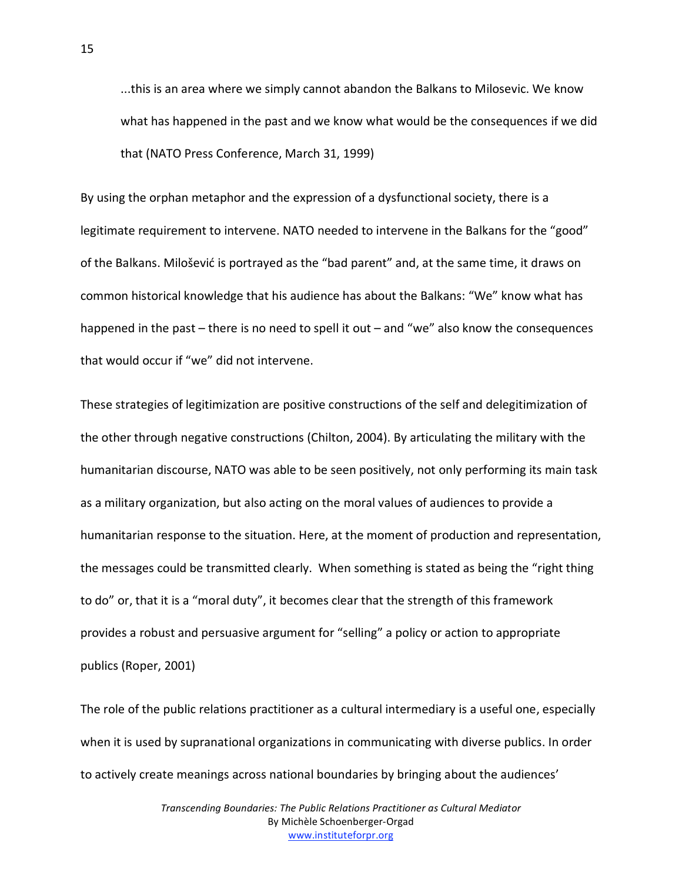> ...this is an area where we simply cannot abandon the Balkans to Milosevic. We know what has happened in the past and we know what would be the consequences if we did that (NATO Press Conference, March 31, 1999)

By using the orphan metaphor and the expression of a dysfunctional society, there is a legitimate requirement to intervene. NATO needed to intervene in the Balkans for the "good" of the Balkans. Milošević is portrayed as the "bad parent" and, at the same time, it draws on common historical knowledge that his audience has about the Balkans: "We" know what has happened in the past – there is no need to spell it out – and "we" also know the consequences that would occur if "we" did not intervene.

These strategies of legitimization are positive constructions of the self and delegitimization of the other through negative constructions (Chilton, 2004). By articulating the military with the humanitarian discourse, NATO was able to be seen positively, not only performing its main task as a military organization, but also acting on the moral values of audiences to provide a humanitarian response to the situation. Here, at the moment of production and representation, the messages could be transmitted clearly. When something is stated as being the "right thing to do" or, that it is a "moral duty", it becomes clear that the strength of this framework provides a robust and persuasive argument for "selling" a policy or action to appropriate publics (Roper, 2001)

The role of the public relations practitioner as a cultural intermediary is a useful one, especially when it is used by supranational organizations in communicating with diverse publics. In order to actively create meanings across national boundaries by bringing about the audiences'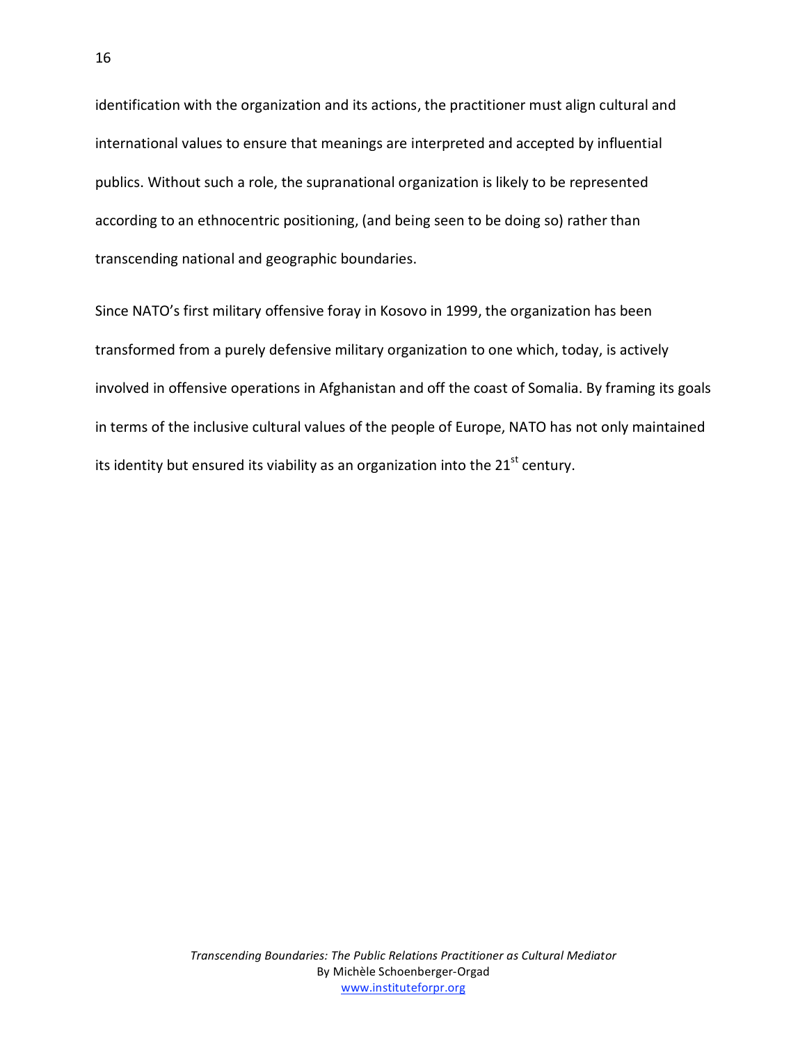identification with the organization and its actions, the practitioner must align cultural and international values to ensure that meanings are interpreted and accepted by influential publics. Without such a role, the supranational organization is likely to be represented according to an ethnocentric positioning, (and being seen to be doing so) rather than transcending national and geographic boundaries.

Since NATO's first military offensive foray in Kosovo in 1999, the organization has been transformed from a purely defensive military organization to one which, today, is actively involved in offensive operations in Afghanistan and off the coast of Somalia. By framing its goals in terms of the inclusive cultural values of the people of Europe, NATO has not only maintained its identity but ensured its viability as an organization into the 21st century.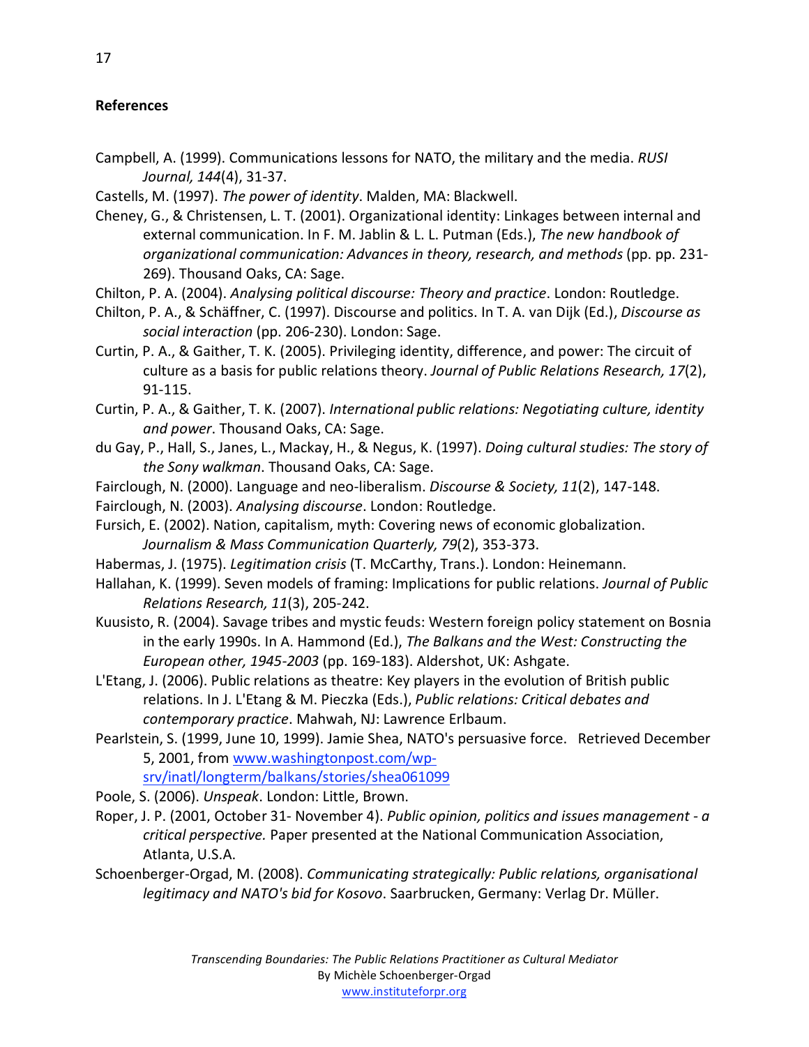## References

Campbell, A. (1999). Communications lessons for NATO, the military and the media. *RUSI Journal, 144*(4), 31-37.

Castells, M. (1997). *The power of identity*. Malden, MA: Blackwell.

Cheney, G., & Christensen, L. T. (2001). Organizational identity: Linkages between internal and external communication. In F. M. Jablin & L. L. Putman (Eds.), *The new handbook of organizational communication: Advances in theory, research, and methods* (pp. pp. 231-269). Thousand Oaks, CA: Sage.

Chilton, P. A. (2004). *Analysing political discourse: Theory and practice*. London: Routledge.

Chilton, P. A., & Schäffner, C. (1997). Discourse and politics. In T. A. van Dijk (Ed.), *Discourse as social interaction* (pp. 206-230). London: Sage.

Curtin, P. A., & Gaither, T. K. (2005). Privileging identity, difference, and power: The circuit of culture as a basis for public relations theory. *Journal of Public Relations Research, 17*(2), 91-115.

Curtin, P. A., & Gaither, T. K. (2007). *International public relations: Negotiating culture, identity and power*. Thousand Oaks, CA: Sage.

du Gay, P., Hall, S., Janes, L., Mackay, H., & Negus, K. (1997). *Doing cultural studies: The story of the Sony walkman*. Thousand Oaks, CA: Sage.

Fairclough, N. (2000). Language and neo-liberalism. *Discourse & Society, 11*(2), 147-148.

Fairclough, N. (2003). *Analysing discourse*. London: Routledge.

Fursich, E. (2002). Nation, capitalism, myth: Covering news of economic globalization. *Journalism & Mass Communication Quarterly, 79*(2), 353-373.

Habermas, J. (1975). *Legitimation crisis* (T. McCarthy, Trans.). London: Heinemann.

Hallahan, K. (1999). Seven models of framing: Implications for public relations. *Journal of Public Relations Research, 11*(3), 205-242.

Kuusisto, R. (2004). Savage tribes and mystic feuds: Western foreign policy statement on Bosnia in the early 1990s. In A. Hammond (Ed.), *The Balkans and the West: Constructing the European other, 1945-2003* (pp. 169-183). Aldershot, UK: Ashgate.

L'Etang, J. (2006). Public relations as theatre: Key players in the evolution of British public relations. In J. L'Etang & M. Pieczka (Eds.), *Public relations: Critical debates and contemporary practice*. Mahwah, NJ: Lawrence Erlbaum.

Pearlstein, S. (1999, June 10, 1999). Jamie Shea, NATO's persuasive force. Retrieved December 5, 2001, from www.washingtonpost.com/wp-srv/inatl/longterm/balkans/stories/shea061099

Poole, S. (2006). *Unspeak*. London: Little, Brown.

Roper, J. P. (2001, October 31- November 4). *Public opinion, politics and issues management - a critical perspective.* Paper presented at the National Communication Association, Atlanta, U.S.A.

Schoenberger-Orgad, M. (2008). *Communicating strategically: Public relations, organisational legitimacy and NATO's bid for Kosovo*. Saarbrucken, Germany: Verlag Dr. Müller.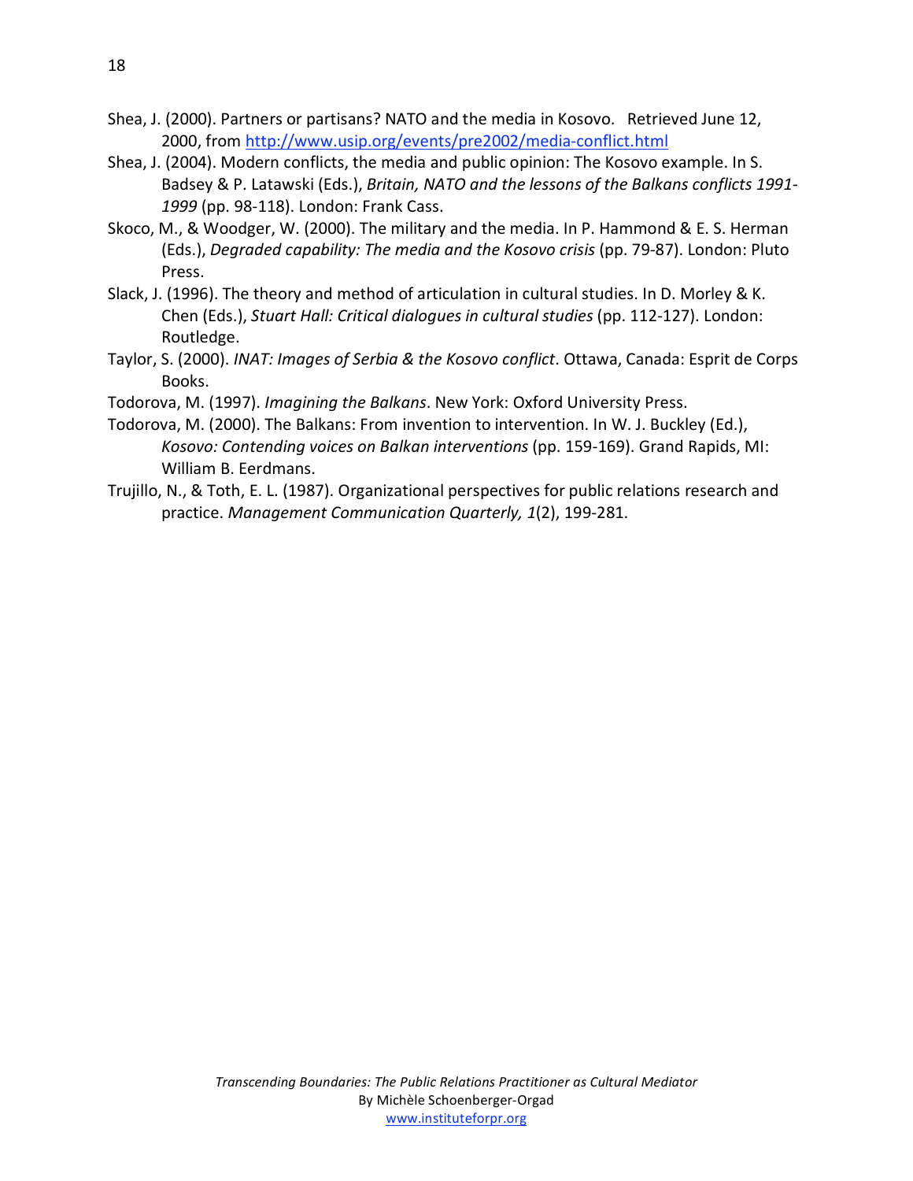Shea, J. (2000). Partners or partisans? NATO and the media in Kosovo. Retrieved June 12, 2000, from http://www.usip.org/events/pre2002/media-conflict.html

Shea, J. (2004). Modern conflicts, the media and public opinion: The Kosovo example. In S. Badsey & P. Latawski (Eds.), *Britain, NATO and the lessons of the Balkans conflicts 1991-1999* (pp. 98-118). London: Frank Cass.

Skoco, M., & Woodger, W. (2000). The military and the media. In P. Hammond & E. S. Herman (Eds.), *Degraded capability: The media and the Kosovo crisis* (pp. 79-87). London: Pluto Press.

Slack, J. (1996). The theory and method of articulation in cultural studies. In D. Morley & K. Chen (Eds.), *Stuart Hall: Critical dialogues in cultural studies* (pp. 112-127). London: Routledge.

Taylor, S. (2000). *INAT: Images of Serbia & the Kosovo conflict*. Ottawa, Canada: Esprit de Corps Books.

Todorova, M. (1997). *Imagining the Balkans*. New York: Oxford University Press.

Todorova, M. (2000). The Balkans: From invention to intervention. In W. J. Buckley (Ed.), *Kosovo: Contending voices on Balkan interventions* (pp. 159-169). Grand Rapids, MI: William B. Eerdmans.

Trujillo, N., & Toth, E. L. (1987). Organizational perspectives for public relations research and practice. *Management Communication Quarterly, 1*(2), 199-281.